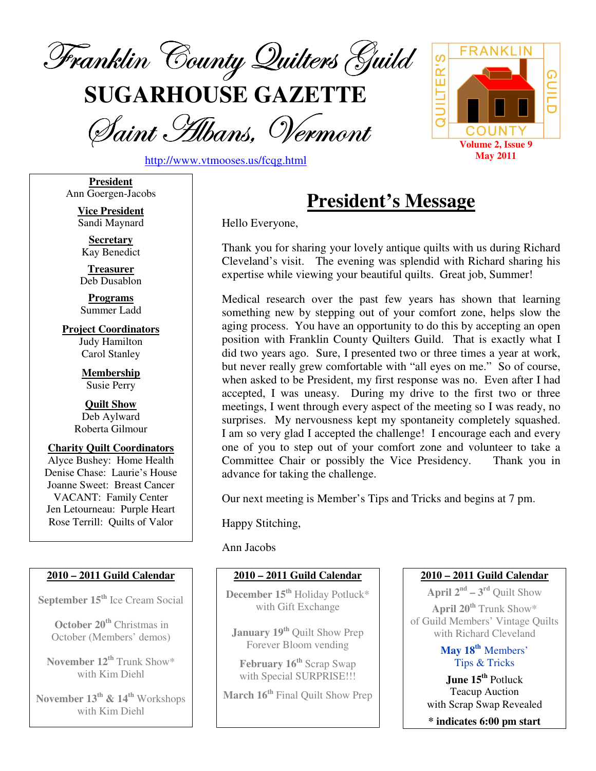# Franklin County Quilters Guild

# SUGARHOUSE GAZETTE

## Saint Albans, Vermont

http://www.vtmooses.us/fcqg.html

FRANKLIN COUNTY QUILTER'S GUILD

Volume 2, Issue 9
May 2011

**President**
Ann Goergen-Jacobs

**Vice President**
Sandi Maynard

**Secretary**
Kay Benedict

**Treasurer**
Deb Dusablon

**Programs**
Summer Ladd

**Project Coordinators**
Judy Hamilton
Carol Stanley

**Membership**
Susie Perry

**Quilt Show**
Deb Aylward
Roberta Gilmour

**Charity Quilt Coordinators**
Alyce Bushey: Home Health
Denise Chase: Laurie's House
Joanne Sweet: Breast Cancer
VACANT: Family Center
Jen Letourneau: Purple Heart
Rose Terrill: Quilts of Valor

## President's Message

Hello Everyone,

Thank you for sharing your lovely antique quilts with us during Richard Cleveland's visit. The evening was splendid with Richard sharing his expertise while viewing your beautiful quilts. Great job, Summer!

Medical research over the past few years has shown that learning something new by stepping out of your comfort zone, helps slow the aging process. You have an opportunity to do this by accepting an open position with Franklin County Quilters Guild. That is exactly what I did two years ago. Sure, I presented two or three times a year at work, but never really grew comfortable with "all eyes on me." So of course, when asked to be President, my first response was no. Even after I had accepted, I was uneasy. During my drive to the first two or three meetings, I went through every aspect of the meeting so I was ready, no surprises. My nervousness kept my spontaneity completely squashed. I am so very glad I accepted the challenge! I encourage each and every one of you to step out of your comfort zone and volunteer to take a Committee Chair or possibly the Vice Presidency. Thank you in advance for taking the challenge.

Our next meeting is Member's Tips and Tricks and begins at 7 pm.

Happy Stitching,

Ann Jacobs

### 2010 – 2011 Guild Calendar

**September 15th** Ice Cream Social

**October 20th** Christmas in October (Members' demos)

**November 12th** Trunk Show* with Kim Diehl

**November 13th & 14th** Workshops with Kim Diehl

**December 15th** Holiday Potluck* with Gift Exchange

**January 19th** Quilt Show Prep
Forever Bloom vending

**February 16th** Scrap Swap with Special SURPRISE!!!

**March 16th** Final Quilt Show Prep

**April 2nd – 3rd** Quilt Show

**April 20th** Trunk Show* of Guild Members' Vintage Quilts with Richard Cleveland

**May 18th** Members' Tips & Tricks

**June 15th** Potluck
Teacup Auction
with Scrap Swap Revealed

**\* indicates 6:00 pm start**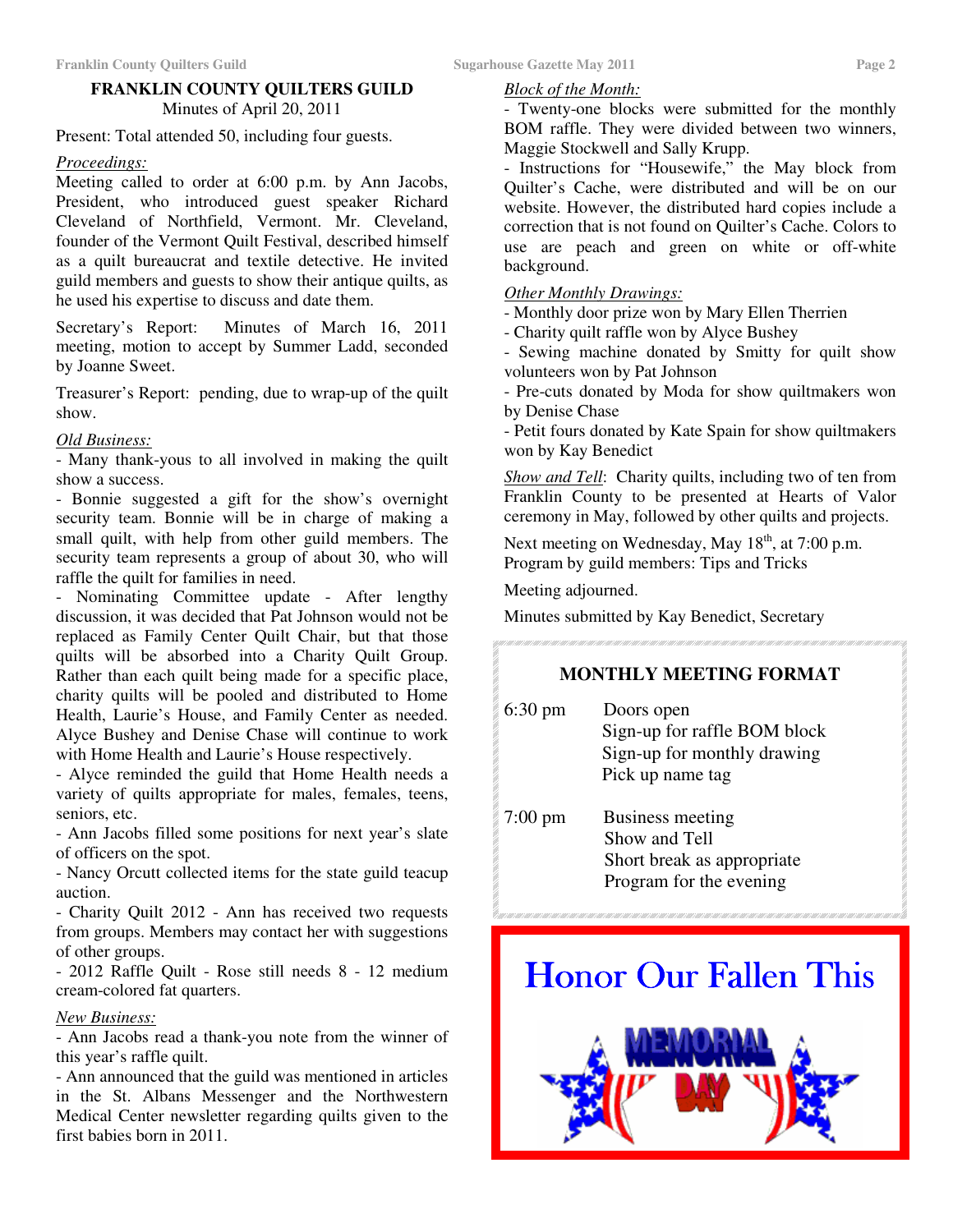## FRANKLIN COUNTY QUILTERS GUILD

Minutes of April 20, 2011

Present: Total attended 50, including four guests.

*Proceedings:*

Meeting called to order at 6:00 p.m. by Ann Jacobs, President, who introduced guest speaker Richard Cleveland of Northfield, Vermont. Mr. Cleveland, founder of the Vermont Quilt Festival, described himself as a quilt bureaucrat and textile detective. He invited guild members and guests to show their antique quilts, as he used his expertise to discuss and date them.

Secretary's Report: Minutes of March 16, 2011 meeting, motion to accept by Summer Ladd, seconded by Joanne Sweet.

Treasurer's Report: pending, due to wrap-up of the quilt show.

*Old Business:*

- Many thank-yous to all involved in making the quilt show a success.
- Bonnie suggested a gift for the show's overnight security team. Bonnie will be in charge of making a small quilt, with help from other guild members. The security team represents a group of about 30, who will raffle the quilt for families in need.
- Nominating Committee update - After lengthy discussion, it was decided that Pat Johnson would not be replaced as Family Center Quilt Chair, but that those quilts will be absorbed into a Charity Quilt Group. Rather than each quilt being made for a specific place, charity quilts will be pooled and distributed to Home Health, Laurie's House, and Family Center as needed. Alyce Bushey and Denise Chase will continue to work with Home Health and Laurie's House respectively.
- Alyce reminded the guild that Home Health needs a variety of quilts appropriate for males, females, teens, seniors, etc.
- Ann Jacobs filled some positions for next year's slate of officers on the spot.
- Nancy Orcutt collected items for the state guild teacup auction.
- Charity Quilt 2012 - Ann has received two requests from groups. Members may contact her with suggestions of other groups.
- 2012 Raffle Quilt - Rose still needs 8 - 12 medium cream-colored fat quarters.

*New Business:*

- Ann Jacobs read a thank-you note from the winner of this year's raffle quilt.
- Ann announced that the guild was mentioned in articles in the St. Albans Messenger and the Northwestern Medical Center newsletter regarding quilts given to the first babies born in 2011.

*Block of the Month:*

- Twenty-one blocks were submitted for the monthly BOM raffle. They were divided between two winners, Maggie Stockwell and Sally Krupp.
- Instructions for "Housewife," the May block from Quilter's Cache, were distributed and will be on our website. However, the distributed hard copies include a correction that is not found on Quilter's Cache. Colors to use are peach and green on white or off-white background.

*Other Monthly Drawings:*

- Monthly door prize won by Mary Ellen Therrien
- Charity quilt raffle won by Alyce Bushey
- Sewing machine donated by Smitty for quilt show volunteers won by Pat Johnson
- Pre-cuts donated by Moda for show quiltmakers won by Denise Chase
- Petit fours donated by Kate Spain for show quiltmakers won by Kay Benedict

*Show and Tell*: Charity quilts, including two of ten from Franklin County to be presented at Hearts of Valor ceremony in May, followed by other quilts and projects.

Next meeting on Wednesday, May 18th, at 7:00 p.m. Program by guild members: Tips and Tricks

Meeting adjourned.

Minutes submitted by Kay Benedict, Secretary

### MONTHLY MEETING FORMAT

| | |
|---|---|
| 6:30 pm | Doors open<br>Sign-up for raffle BOM block<br>Sign-up for monthly drawing<br>Pick up name tag |
| 7:00 pm | Business meeting<br>Show and Tell<br>Short break as appropriate<br>Program for the evening |

## Honor Our Fallen This

MEMORIAL DAY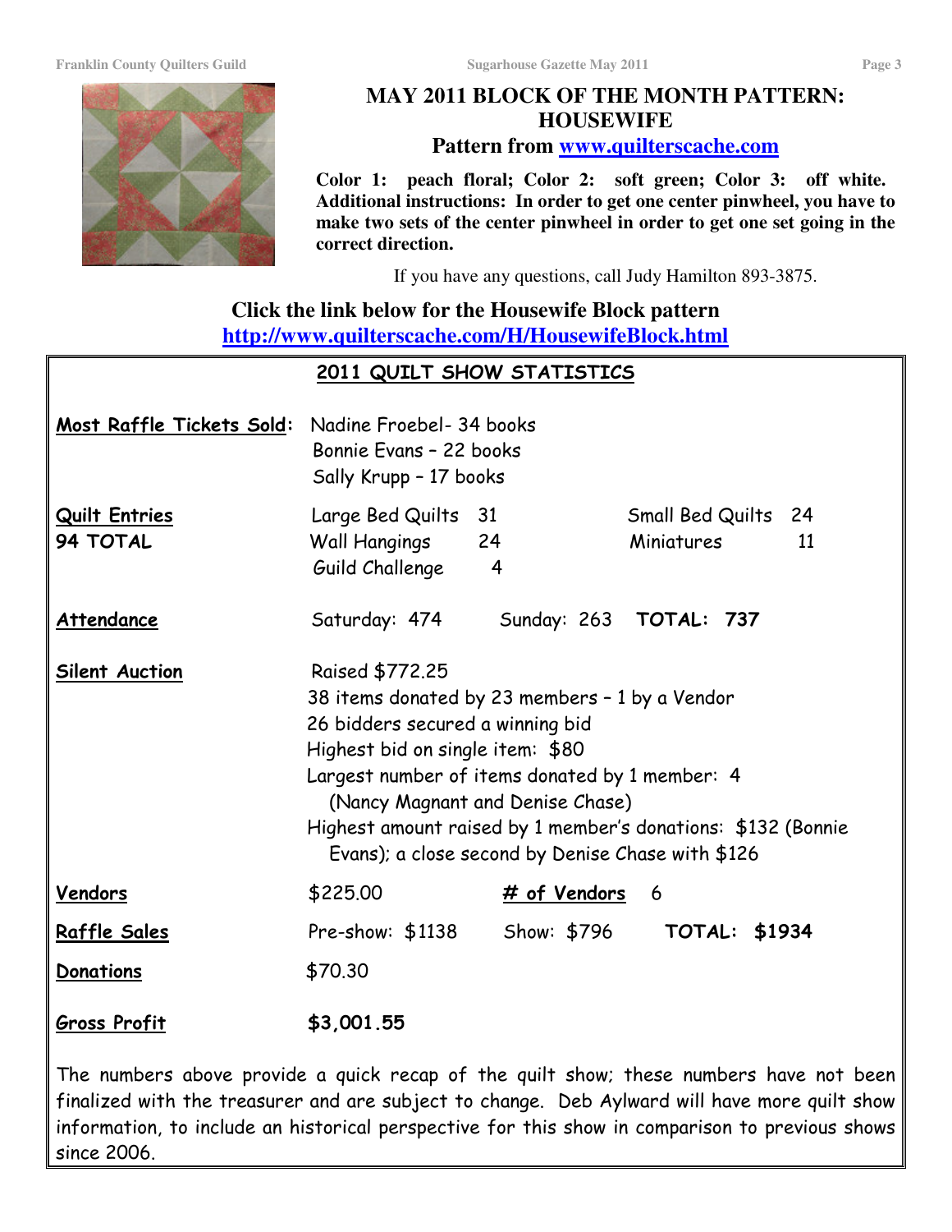## MAY 2011 BLOCK OF THE MONTH PATTERN: HOUSEWIFE

### Pattern from [www.quilterscache.com](http://www.quilterscache.com)

**Color 1: peach floral; Color 2: soft green; Color 3: off white. Additional instructions: In order to get one center pinwheel, you have to make two sets of the center pinwheel in order to get one set going in the correct direction.**

If you have any questions, call Judy Hamilton 893-3875.

**Click the link below for the Housewife Block pattern**
**<http://www.quilterscache.com/H/HousewifeBlock.html>**

## 2011 QUILT SHOW STATISTICS

**Most Raffle Tickets Sold:**
Nadine Froebel- 34 books
Bonnie Evans – 22 books
Sally Krupp – 17 books

**Quilt Entries**
**94 TOTAL**

| | | | |
|---|---|---|---|
| Large Bed Quilts | 31 | Small Bed Quilts | 24 |
| Wall Hangings | 24 | Miniatures | 11 |
| Guild Challenge | 4 | | |

**Attendance**
Saturday: 474  Sunday: 263  **TOTAL: 737**

**Silent Auction**
Raised $772.25
38 items donated by 23 members – 1 by a Vendor
26 bidders secured a winning bid
Highest bid on single item: $80
Largest number of items donated by 1 member: 4 (Nancy Magnant and Denise Chase)
Highest amount raised by 1 member's donations: $132 (Bonnie Evans); a close second by Denise Chase with $126

**Vendors**
$225.00  **# of Vendors** 6

**Raffle Sales**
Pre-show: $1138  Show: $796  **TOTAL: $1934**

**Donations**
$70.30

**Gross Profit**
**$3,001.55**

The numbers above provide a quick recap of the quilt show; these numbers have not been finalized with the treasurer and are subject to change. Deb Aylward will have more quilt show information, to include an historical perspective for this show in comparison to previous shows since 2006.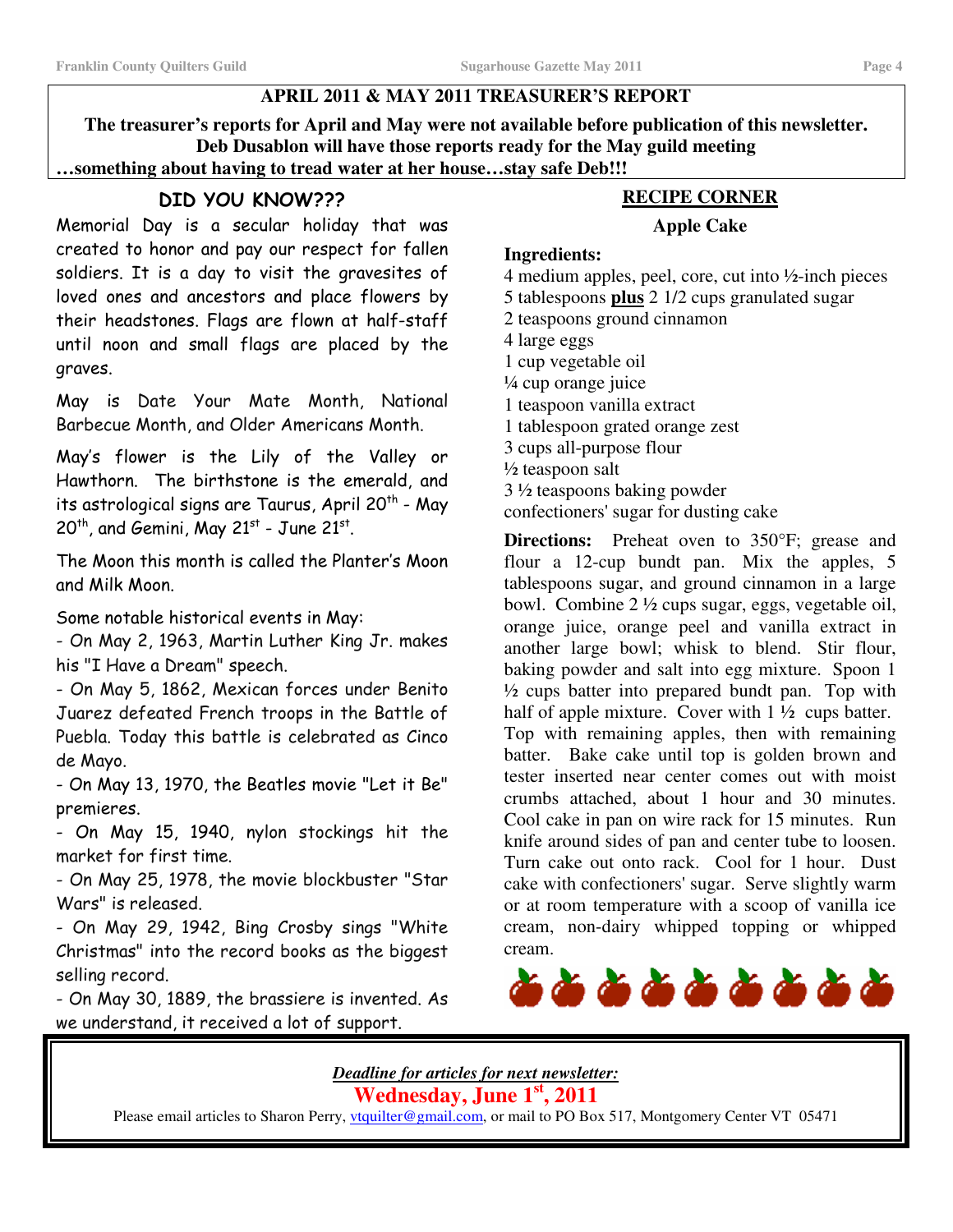## APRIL 2011 & MAY 2011 TREASURER'S REPORT

**The treasurer's reports for April and May were not available before publication of this newsletter. Deb Dusablon will have those reports ready for the May guild meeting …something about having to tread water at her house…stay safe Deb!!!**

## DID YOU KNOW???

Memorial Day is a secular holiday that was created to honor and pay our respect for fallen soldiers. It is a day to visit the gravesites of loved ones and ancestors and place flowers by their headstones. Flags are flown at half-staff until noon and small flags are placed by the graves.

May is Date Your Mate Month, National Barbecue Month, and Older Americans Month.

May's flower is the Lily of the Valley or Hawthorn. The birthstone is the emerald, and its astrological signs are Taurus, April 20th - May 20th, and Gemini, May 21st - June 21st.

The Moon this month is called the Planter's Moon and Milk Moon.

Some notable historical events in May:

- On May 2, 1963, Martin Luther King Jr. makes his "I Have a Dream" speech.
- On May 5, 1862, Mexican forces under Benito Juarez defeated French troops in the Battle of Puebla. Today this battle is celebrated as Cinco de Mayo.
- On May 13, 1970, the Beatles movie "Let it Be" premieres.
- On May 15, 1940, nylon stockings hit the market for first time.
- On May 25, 1978, the movie blockbuster "Star Wars" is released.
- On May 29, 1942, Bing Crosby sings "White Christmas" into the record books as the biggest selling record.
- On May 30, 1889, the brassiere is invented. As we understand, it received a lot of support.

## RECIPE CORNER

### Apple Cake

**Ingredients:**

4 medium apples, peel, core, cut into ½-inch pieces
5 tablespoons **plus** 2 1/2 cups granulated sugar
2 teaspoons ground cinnamon
4 large eggs
1 cup vegetable oil
¼ cup orange juice
1 teaspoon vanilla extract
1 tablespoon grated orange zest
3 cups all-purpose flour
½ teaspoon salt
3 ½ teaspoons baking powder
confectioners' sugar for dusting cake

**Directions:** Preheat oven to 350°F; grease and flour a 12-cup bundt pan. Mix the apples, 5 tablespoons sugar, and ground cinnamon in a large bowl. Combine 2 ½ cups sugar, eggs, vegetable oil, orange juice, orange peel and vanilla extract in another large bowl; whisk to blend. Stir flour, baking powder and salt into egg mixture. Spoon 1 ½ cups batter into prepared bundt pan. Top with half of apple mixture. Cover with 1 ½ cups batter. Top with remaining apples, then with remaining batter. Bake cake until top is golden brown and tester inserted near center comes out with moist crumbs attached, about 1 hour and 30 minutes. Cool cake in pan on wire rack for 15 minutes. Run knife around sides of pan and center tube to loosen. Turn cake out onto rack. Cool for 1 hour. Dust cake with confectioners' sugar. Serve slightly warm or at room temperature with a scoop of vanilla ice cream, non-dairy whipped topping or whipped cream.

*Deadline for articles for next newsletter:*

**Wednesday, June 1st, 2011**

Please email articles to Sharon Perry, vtquilter@gmail.com, or mail to PO Box 517, Montgomery Center VT 05471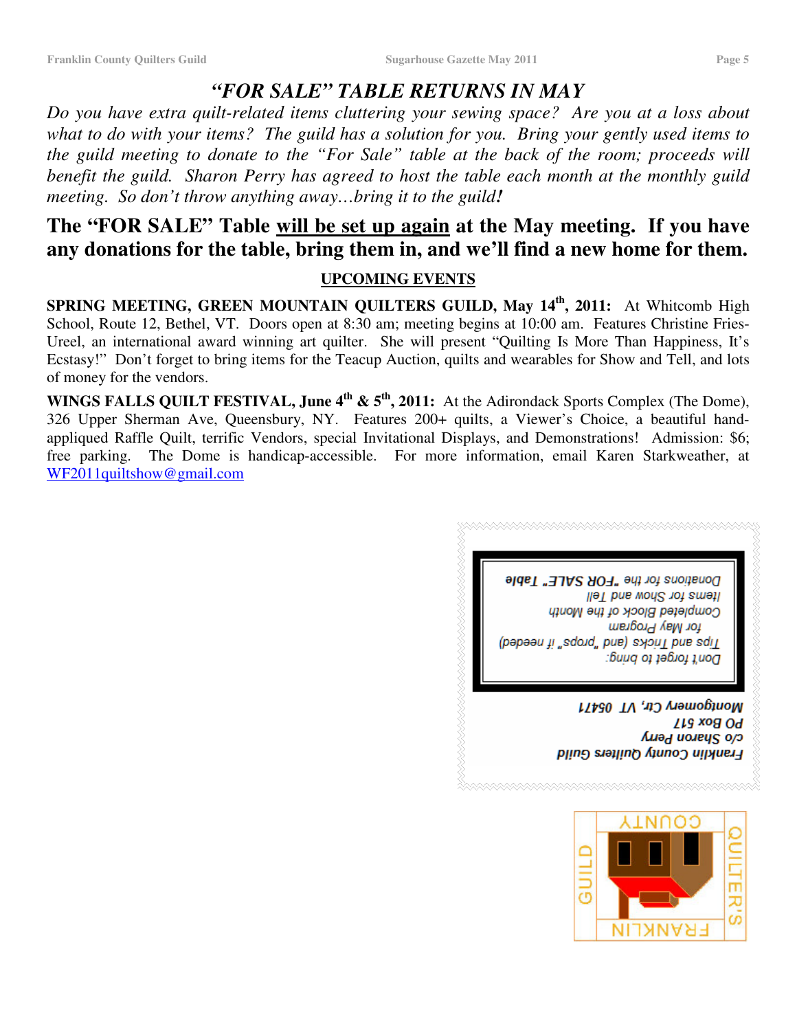## *"FOR SALE" TABLE RETURNS IN MAY*

*Do you have extra quilt-related items cluttering your sewing space? Are you at a loss about what to do with your items? The guild has a solution for you. Bring your gently used items to the guild meeting to donate to the "For Sale" table at the back of the room; proceeds will benefit the guild. Sharon Perry has agreed to host the table each month at the monthly guild meeting. So don't throw anything away…bring it to the guild!*

**The "FOR SALE" Table <u>will be set up again</u> at the May meeting. If you have any donations for the table, bring them in, and we'll find a new home for them.**

### <u>UPCOMING EVENTS</u>

**SPRING MEETING, GREEN MOUNTAIN QUILTERS GUILD, May 14th, 2011:** At Whitcomb High School, Route 12, Bethel, VT. Doors open at 8:30 am; meeting begins at 10:00 am. Features Christine Fries-Ureel, an international award winning art quilter. She will present "Quilting Is More Than Happiness, It's Ecstasy!" Don't forget to bring items for the Teacup Auction, quilts and wearables for Show and Tell, and lots of money for the vendors.

**WINGS FALLS QUILT FESTIVAL, June 4th & 5th, 2011:** At the Adirondack Sports Complex (The Dome), 326 Upper Sherman Ave, Queensbury, NY. Features 200+ quilts, a Viewer's Choice, a beautiful hand-appliqued Raffle Quilt, terrific Vendors, special Invitational Displays, and Demonstrations! Admission: $6; free parking. The Dome is handicap-accessible. For more information, email Karen Starkweather, at WF2011quiltshow@gmail.com

Don't forget to bring:
Tips and Tricks (and "props" if needed) for May Program
Completed Block of the Month
Items for Show and Tell
Donations for the "FOR SALE" Table

Franklin County Quilters Guild
c/o Sharon Perry
PO Box 517
Montgomery Ctr, VT 05471

FRANKLIN COUNTY QUILTER'S GUILD